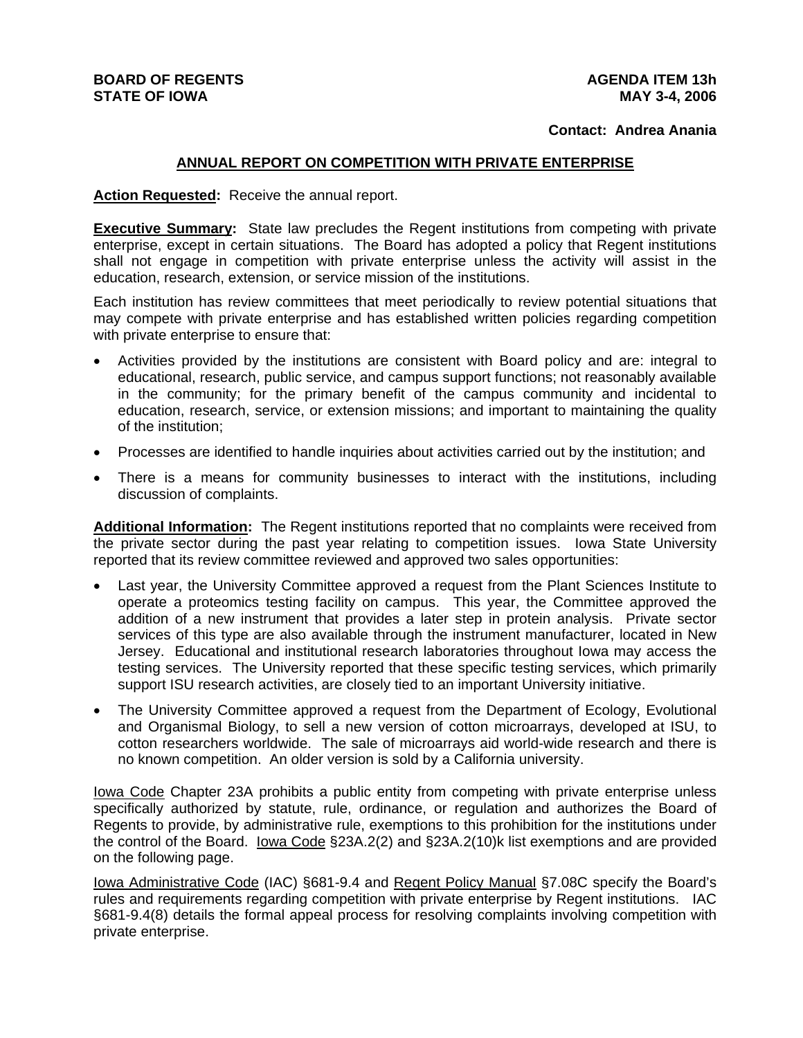**BOARD OF REGENTS**
**STATE OF IOWA**

**AGENDA ITEM 13h**
**MAY 3-4, 2006**

**Contact: Andrea Anania**

# ANNUAL REPORT ON COMPETITION WITH PRIVATE ENTERPRISE

**Action Requested:** Receive the annual report.

**Executive Summary:** State law precludes the Regent institutions from competing with private enterprise, except in certain situations. The Board has adopted a policy that Regent institutions shall not engage in competition with private enterprise unless the activity will assist in the education, research, extension, or service mission of the institutions.

Each institution has review committees that meet periodically to review potential situations that may compete with private enterprise and has established written policies regarding competition with private enterprise to ensure that:

- Activities provided by the institutions are consistent with Board policy and are: integral to educational, research, public service, and campus support functions; not reasonably available in the community; for the primary benefit of the campus community and incidental to education, research, service, or extension missions; and important to maintaining the quality of the institution;
- Processes are identified to handle inquiries about activities carried out by the institution; and
- There is a means for community businesses to interact with the institutions, including discussion of complaints.

**Additional Information:** The Regent institutions reported that no complaints were received from the private sector during the past year relating to competition issues. Iowa State University reported that its review committee reviewed and approved two sales opportunities:

- Last year, the University Committee approved a request from the Plant Sciences Institute to operate a proteomics testing facility on campus. This year, the Committee approved the addition of a new instrument that provides a later step in protein analysis. Private sector services of this type are also available through the instrument manufacturer, located in New Jersey. Educational and institutional research laboratories throughout Iowa may access the testing services. The University reported that these specific testing services, which primarily support ISU research activities, are closely tied to an important University initiative.
- The University Committee approved a request from the Department of Ecology, Evolutional and Organismal Biology, to sell a new version of cotton microarrays, developed at ISU, to cotton researchers worldwide. The sale of microarrays aid world-wide research and there is no known competition. An older version is sold by a California university.

Iowa Code Chapter 23A prohibits a public entity from competing with private enterprise unless specifically authorized by statute, rule, ordinance, or regulation and authorizes the Board of Regents to provide, by administrative rule, exemptions to this prohibition for the institutions under the control of the Board. Iowa Code §23A.2(2) and §23A.2(10)k list exemptions and are provided on the following page.

Iowa Administrative Code (IAC) §681-9.4 and Regent Policy Manual §7.08C specify the Board's rules and requirements regarding competition with private enterprise by Regent institutions. IAC §681-9.4(8) details the formal appeal process for resolving complaints involving competition with private enterprise.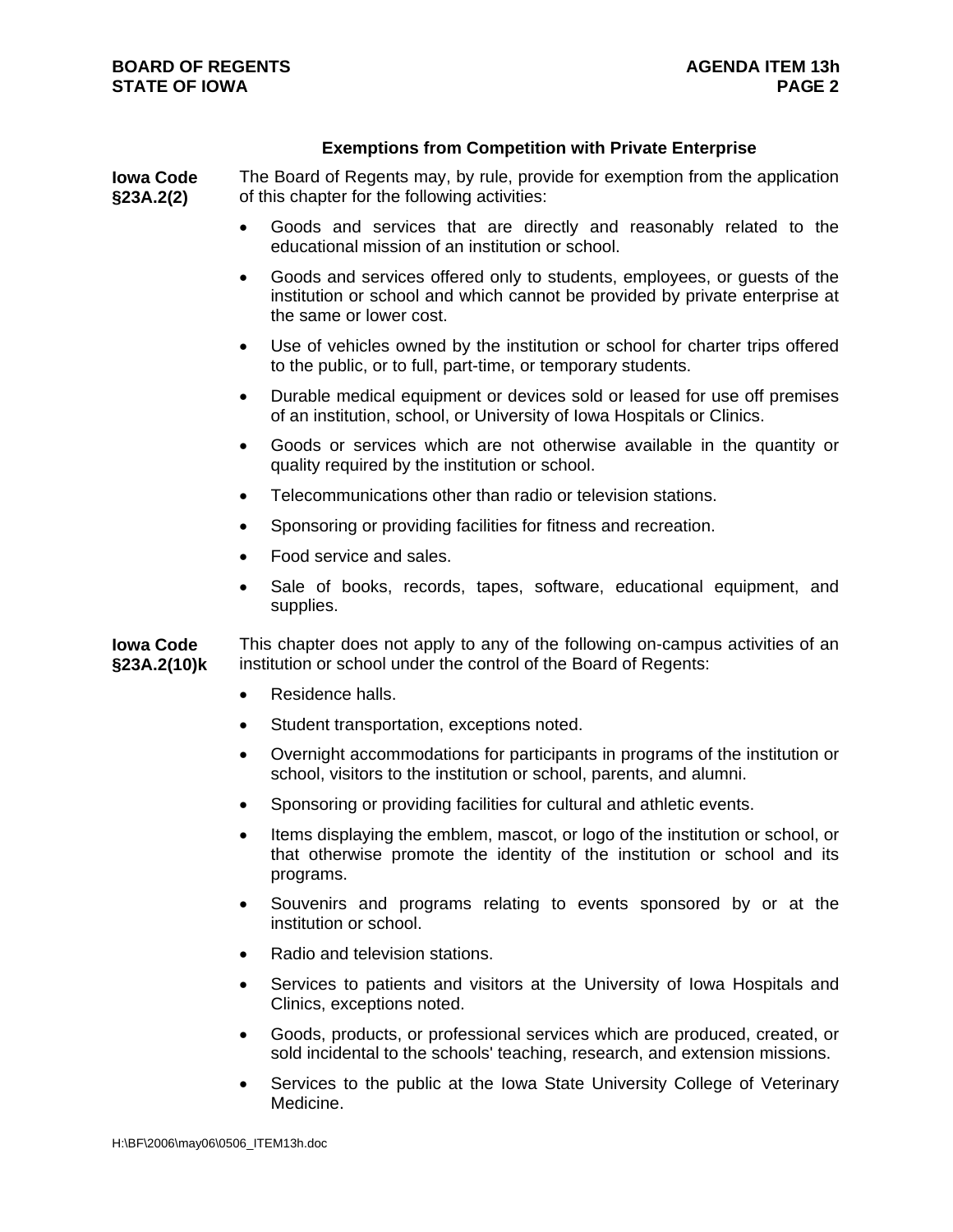### Exemptions from Competition with Private Enterprise

**Iowa Code §23A.2(2)**

The Board of Regents may, by rule, provide for exemption from the application of this chapter for the following activities:

- Goods and services that are directly and reasonably related to the educational mission of an institution or school.
- Goods and services offered only to students, employees, or guests of the institution or school and which cannot be provided by private enterprise at the same or lower cost.
- Use of vehicles owned by the institution or school for charter trips offered to the public, or to full, part-time, or temporary students.
- Durable medical equipment or devices sold or leased for use off premises of an institution, school, or University of Iowa Hospitals or Clinics.
- Goods or services which are not otherwise available in the quantity or quality required by the institution or school.
- Telecommunications other than radio or television stations.
- Sponsoring or providing facilities for fitness and recreation.
- Food service and sales.
- Sale of books, records, tapes, software, educational equipment, and supplies.

**Iowa Code §23A.2(10)k**

This chapter does not apply to any of the following on-campus activities of an institution or school under the control of the Board of Regents:

- Residence halls.
- Student transportation, exceptions noted.
- Overnight accommodations for participants in programs of the institution or school, visitors to the institution or school, parents, and alumni.
- Sponsoring or providing facilities for cultural and athletic events.
- Items displaying the emblem, mascot, or logo of the institution or school, or that otherwise promote the identity of the institution or school and its programs.
- Souvenirs and programs relating to events sponsored by or at the institution or school.
- Radio and television stations.
- Services to patients and visitors at the University of Iowa Hospitals and Clinics, exceptions noted.
- Goods, products, or professional services which are produced, created, or sold incidental to the schools' teaching, research, and extension missions.
- Services to the public at the Iowa State University College of Veterinary Medicine.